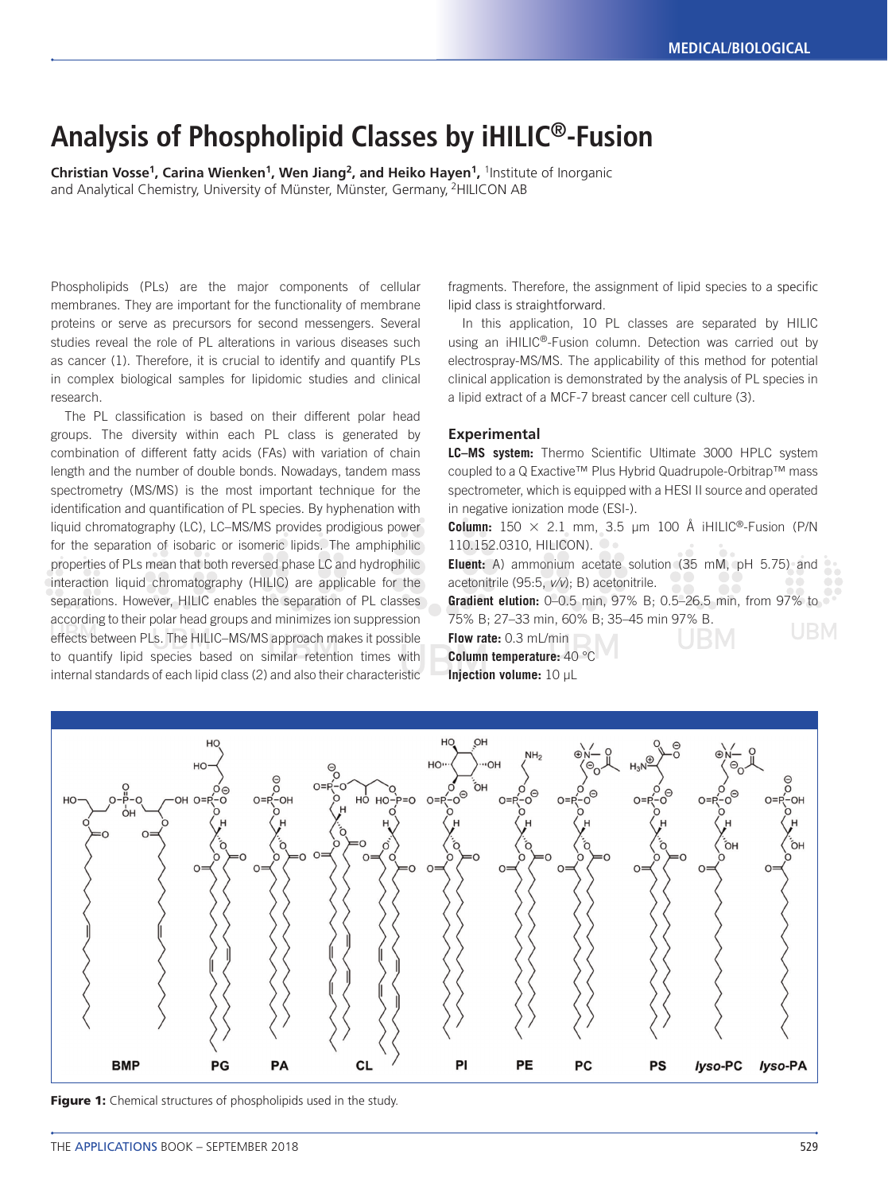# Analysis of Phospholipid Classes by iHILIC®-Fusion

**Christian Vosse[1], Carina Wienken[1], Wen Jiang[2], and Heiko Hayen[1],** [1]Institute of Inorganic and Analytical Chemistry, University of Münster, Münster, Germany, [2]HILICON AB

Phospholipids (PLs) are the major components of cellular membranes. They are important for the functionality of membrane proteins or serve as precursors for second messengers. Several studies reveal the role of PL alterations in various diseases such as cancer (1). Therefore, it is crucial to identify and quantify PLs in complex biological samples for lipidomic studies and clinical research.

The PL classification is based on their different polar head groups. The diversity within each PL class is generated by combination of different fatty acids (FAs) with variation of chain length and the number of double bonds. Nowadays, tandem mass spectrometry (MS/MS) is the most important technique for the identification and quantification of PL species. By hyphenation with liquid chromatography (LC), LC–MS/MS provides prodigious power for the separation of isobaric or isomeric lipids. The amphiphilic properties of PLs mean that both reversed phase LC and hydrophilic interaction liquid chromatography (HILIC) are applicable for the separations. However, HILIC enables the separation of PL classes according to their polar head groups and minimizes ion suppression effects between PLs. The HILIC–MS/MS approach makes it possible to quantify lipid species based on similar retention times with internal standards of each lipid class (2) and also their characteristic fragments. Therefore, the assignment of lipid species to a specific lipid class is straightforward.

In this application, 10 PL classes are separated by HILIC using an iHILIC®-Fusion column. Detection was carried out by electrospray-MS/MS. The applicability of this method for potential clinical application is demonstrated by the analysis of PL species in a lipid extract of a MCF-7 breast cancer cell culture (3).

## Experimental

**LC–MS system:** Thermo Scientific Ultimate 3000 HPLC system coupled to a Q Exactive™ Plus Hybrid Quadrupole-Orbitrap™ mass spectrometer, which is equipped with a HESI II source and operated in negative ionization mode (ESI-).

**Column:** 150 × 2.1 mm, 3.5 µm 100 Å iHILIC®-Fusion (P/N 110.152.0310, HILICON).

**Eluent:** A) ammonium acetate solution (35 mM, pH 5.75) and acetonitrile (95:5, *v/v*); B) acetonitrile.

**Gradient elution:** 0–0.5 min, 97% B; 0.5–26.5 min, from 97% to 75% B; 27–33 min, 60% B; 35–45 min 97% B.

**Flow rate:** 0.3 mL/min

**Column temperature:** 40 °C

**Injection volume:** 10 µL

**Figure 1:** Chemical structures of phospholipids used in the study.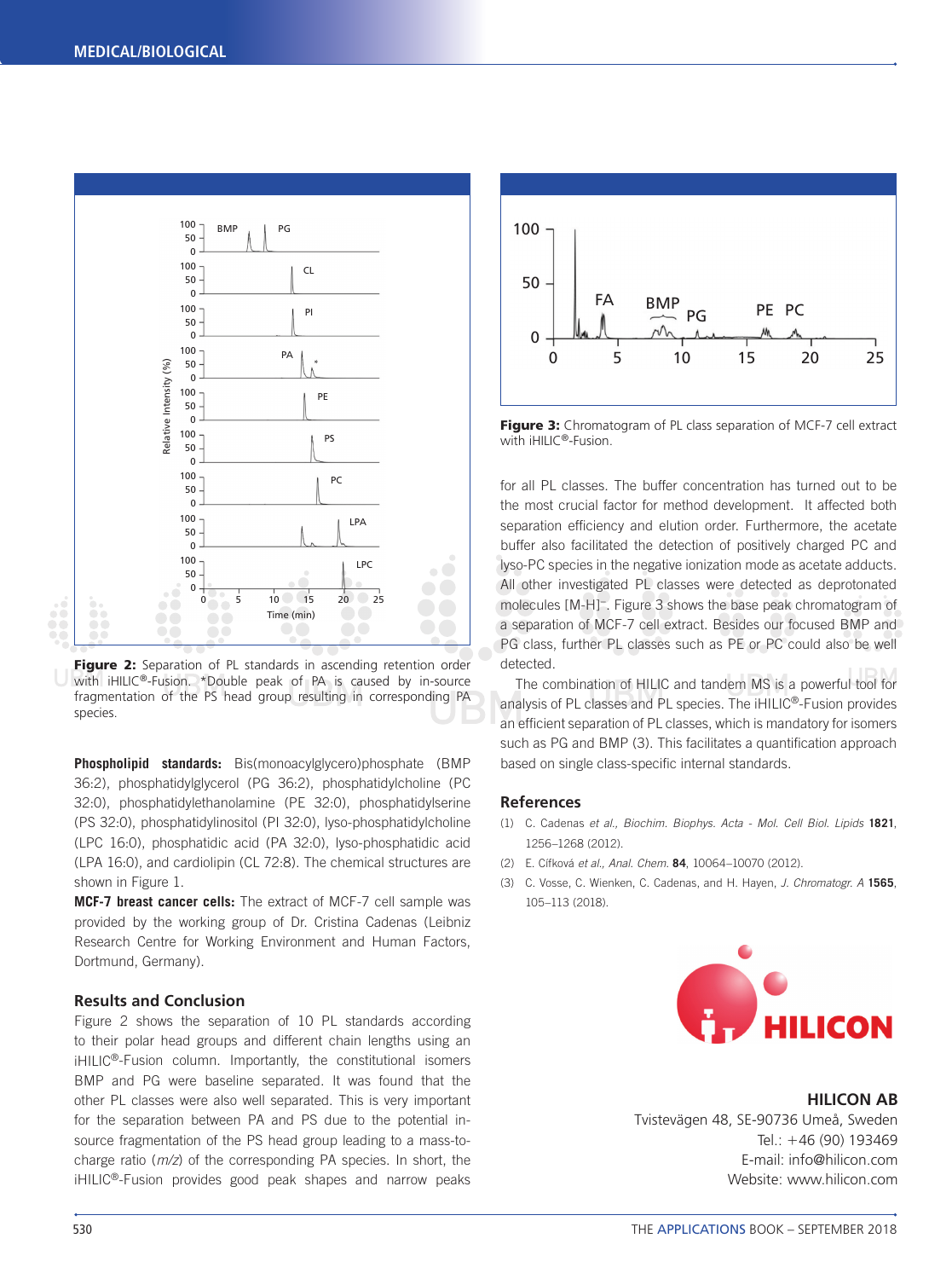Relative Intensity (%)

100
50
0
BMP
PG

100
50
0
CL

100
50
0
PI

100
50
0
PA
*

100
50
0
PE

100
50
0
PS

100
50
0
PC

100
50
0
LPA

100
50
0
LPC

0
5
10
15
20
25
Time (min)

**Figure 2:** Separation of PL standards in ascending retention order with iHILIC®-Fusion. *Double peak of PA is caused by in-source fragmentation of the PS head group resulting in corresponding PA species.

**Phospholipid standards:** Bis(monoacylglycero)phosphate (BMP 36:2), phosphatidylglycerol (PG 36:2), phosphatidylcholine (PC 32:0), phosphatidylethanolamine (PE 32:0), phosphatidylserine (PS 32:0), phosphatidylinositol (PI 32:0), lyso-phosphatidylcholine (LPC 16:0), phosphatidic acid (PA 32:0), lyso-phosphatidic acid (LPA 16:0), and cardiolipin (CL 72:8). The chemical structures are shown in Figure 1.

**MCF-7 breast cancer cells:** The extract of MCF-7 cell sample was provided by the working group of Dr. Cristina Cadenas (Leibniz Research Centre for Working Environment and Human Factors, Dortmund, Germany).

## Results and Conclusion

Figure 2 shows the separation of 10 PL standards according to their polar head groups and different chain lengths using an iHILIC®-Fusion column. Importantly, the constitutional isomers BMP and PG were baseline separated. It was found that the other PL classes were also well separated. This is very important for the separation between PA and PS due to the potential in-source fragmentation of the PS head group leading to a mass-to-charge ratio (*m/z*) of the corresponding PA species. In short, the iHILIC®-Fusion provides good peak shapes and narrow peaks for all PL classes. The buffer concentration has turned out to be the most crucial factor for method development. It affected both separation efficiency and elution order. Furthermore, the acetate buffer also facilitated the detection of positively charged PC and lyso-PC species in the negative ionization mode as acetate adducts. All other investigated PL classes were detected as deprotonated molecules $[M-H]^-$. Figure 3 shows the base peak chromatogram of a separation of MCF-7 cell extract. Besides our focused BMP and PG class, further PL classes such as PE or PC could also be well detected.

100
50
0
FA
BMP
PG
PE
PC
0
5
10
15
20
25

**Figure 3:** Chromatogram of PL class separation of MCF-7 cell extract with iHILIC®-Fusion.

The combination of HILIC and tandem MS is a powerful tool for analysis of PL classes and PL species. The iHILIC®-Fusion provides an efficient separation of PL classes, which is mandatory for isomers such as PG and BMP (3). This facilitates a quantification approach based on single class-specific internal standards.

## References

(1) C. Cadenas *et al., Biochim. Biophys. Acta - Mol. Cell Biol. Lipids* **1821**, 1256–1268 (2012).

(2) E. Cífková *et al., Anal. Chem.* **84**, 10064–10070 (2012).

(3) C. Vosse, C. Wienken, C. Cadenas, and H. Hayen, *J. Chromatogr. A* **1565**, 105–113 (2018).

HILICON

**HILICON AB**
Tvistevägen 48, SE-90736 Umeå, Sweden
Tel.: +46 (90) 193469
E-mail: info@hilicon.com
Website: www.hilicon.com